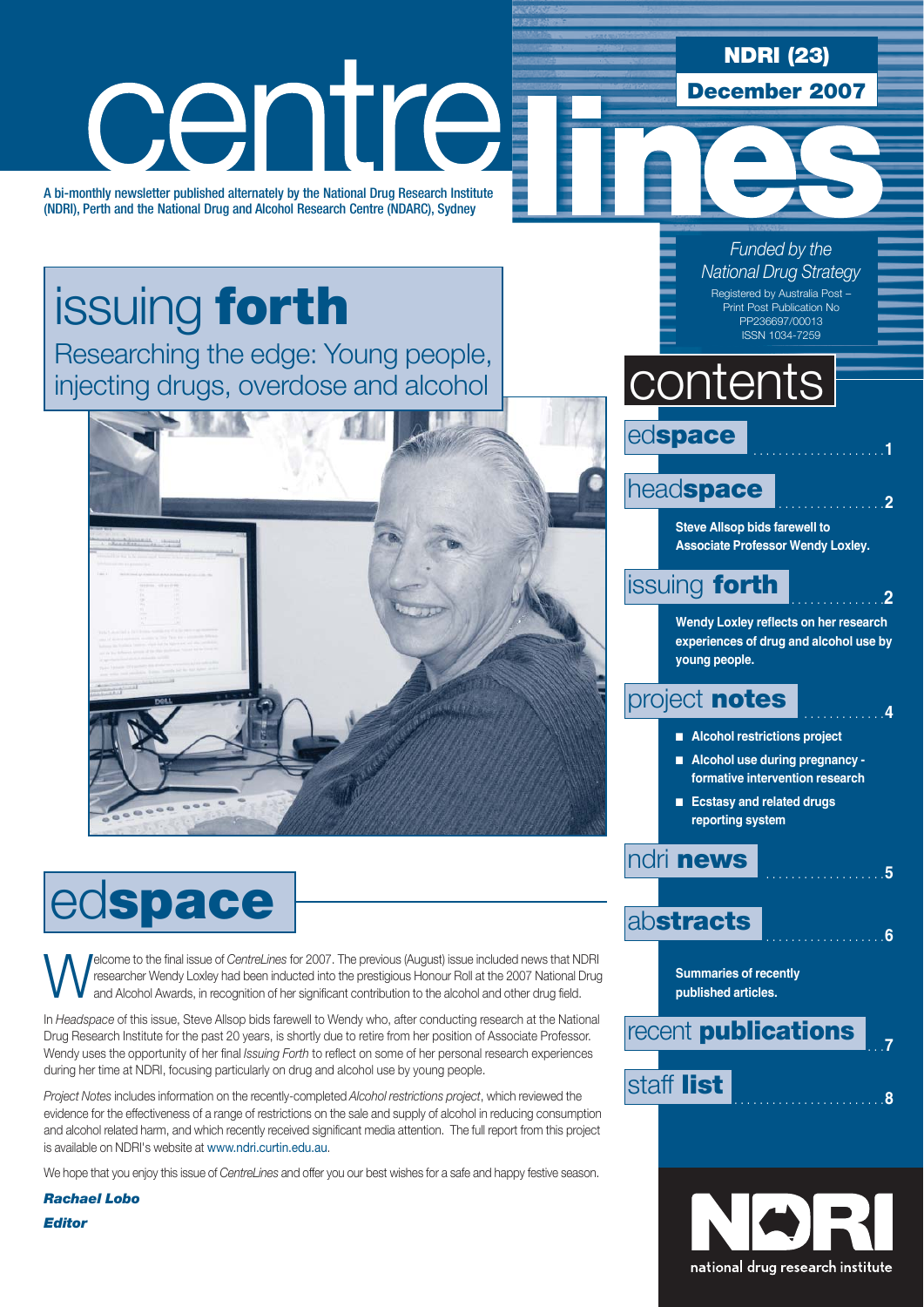# centrelines

A bi-monthly newsletter published alternately by the National Drug Research Institute (NDRI), Perth and the National Drug and Alcohol Research Centre (NDARC), Sydney

**NDRI (23)**

**December 2007**

*Funded by the National Drug Strategy*

Registered by Australia Post – Print Post Publication No PP236697/00013

ISSN 1034-7259

## issuing **forth**

Researching the edge: Young people, injecting drugs, overdose and alcohol

## contents

ed**space** .....1

head**space** .....2

**Steve Allsop bids farewell to Associate Professor Wendy Loxley.**

issuing **forth** .....2

**Wendy Loxley reflects on her research experiences of drug and alcohol use by young people.**

project **notes** .....4

- **Alcohol restrictions project**
- **Alcohol use during pregnancy - formative intervention research**
- **Ecstasy and related drugs reporting system**

ndri **news** .....5

ab**stracts** .....6

**Summaries of recently published articles.**

recent **publications** .....7

staff **list** .....8

## ed**space**

Welcome to the final issue of *CentreLines* for 2007. The previous (August) issue included news that NDRI researcher Wendy Loxley had been inducted into the prestigious Honour Roll at the 2007 National Drug and Alcohol Awards, in recognition of her significant contribution to the alcohol and other drug field.

In *Headspace* of this issue, Steve Allsop bids farewell to Wendy who, after conducting research at the National Drug Research Institute for the past 20 years, is shortly due to retire from her position of Associate Professor. Wendy uses the opportunity of her final *Issuing Forth* to reflect on some of her personal research experiences during her time at NDRI, focusing particularly on drug and alcohol use by young people.

*Project Notes* includes information on the recently-completed *Alcohol restrictions project*, which reviewed the evidence for the effectiveness of a range of restrictions on the sale and supply of alcohol in reducing consumption and alcohol related harm, and which recently received significant media attention. The full report from this project is available on NDRI's website at www.ndri.curtin.edu.au.

We hope that you enjoy this issue of *CentreLines* and offer you our best wishes for a safe and happy festive season.

***Rachael Lobo***

***Editor***

NDRI national drug research institute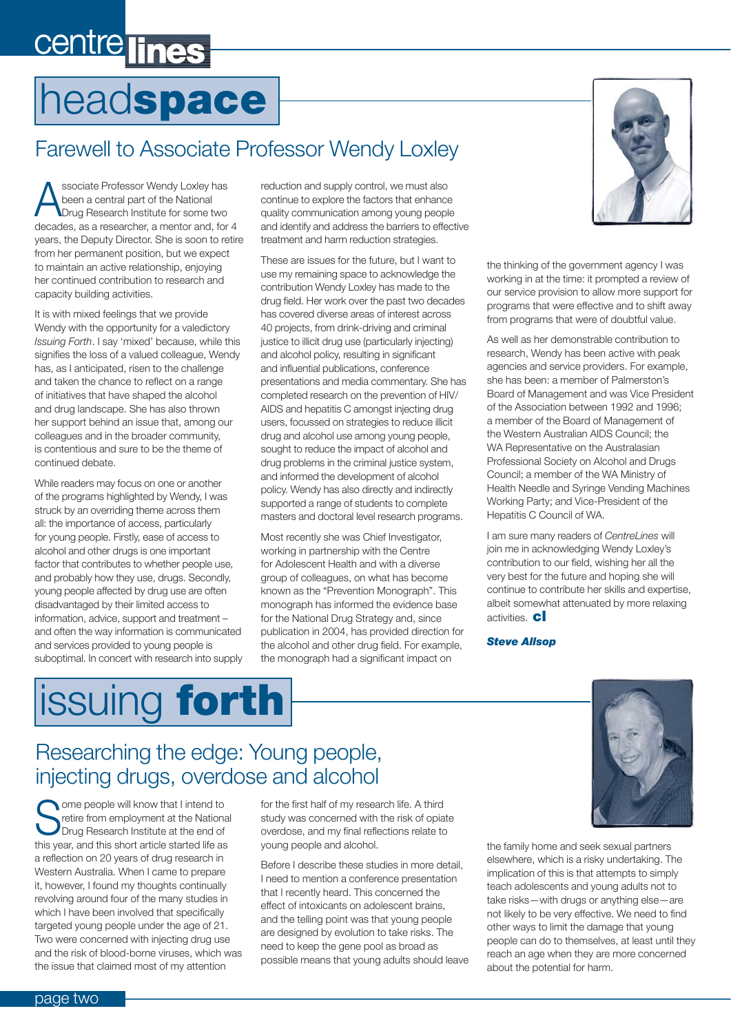# headspace

## Farewell to Associate Professor Wendy Loxley

Associate Professor Wendy Loxley has been a central part of the National Drug Research Institute for some two decades, as a researcher, a mentor and, for 4 years, the Deputy Director. She is soon to retire from her permanent position, but we expect to maintain an active relationship, enjoying her continued contribution to research and capacity building activities.

It is with mixed feelings that we provide Wendy with the opportunity for a valedictory *Issuing Forth*. I say 'mixed' because, while this signifies the loss of a valued colleague, Wendy has, as I anticipated, risen to the challenge and taken the chance to reflect on a range of initiatives that have shaped the alcohol and drug landscape. She has also thrown her support behind an issue that, among our colleagues and in the broader community, is contentious and sure to be the theme of continued debate.

While readers may focus on one or another of the programs highlighted by Wendy, I was struck by an overriding theme across them all: the importance of access, particularly for young people. Firstly, ease of access to alcohol and other drugs is one important factor that contributes to whether people use, and probably how they use, drugs. Secondly, young people affected by drug use are often disadvantaged by their limited access to information, advice, support and treatment – and often the way information is communicated and services provided to young people is suboptimal. In concert with research into supply reduction and supply control, we must also continue to explore the factors that enhance quality communication among young people and identify and address the barriers to effective treatment and harm reduction strategies.

These are issues for the future, but I want to use my remaining space to acknowledge the contribution Wendy Loxley has made to the drug field. Her work over the past two decades has covered diverse areas of interest across 40 projects, from drink-driving and criminal justice to illicit drug use (particularly injecting) and alcohol policy, resulting in significant and influential publications, conference presentations and media commentary. She has completed research on the prevention of HIV/AIDS and hepatitis C amongst injecting drug users, focussed on strategies to reduce illicit drug and alcohol use among young people, sought to reduce the impact of alcohol and drug problems in the criminal justice system, and informed the development of alcohol policy. Wendy has also directly and indirectly supported a range of students to complete masters and doctoral level research programs.

Most recently she was Chief Investigator, working in partnership with the Centre for Adolescent Health and with a diverse group of colleagues, on what has become known as the "Prevention Monograph". This monograph has informed the evidence base for the National Drug Strategy and, since publication in 2004, has provided direction for the alcohol and other drug field. For example, the monograph had a significant impact on the thinking of the government agency I was working in at the time: it prompted a review of our service provision to allow more support for programs that were effective and to shift away from programs that were of doubtful value.

As well as her demonstrable contribution to research, Wendy has been active with peak agencies and service providers. For example, she has been: a member of Palmerston's Board of Management and was Vice President of the Association between 1992 and 1996; a member of the Board of Management of the Western Australian AIDS Council; the WA Representative on the Australasian Professional Society on Alcohol and Drugs Council; a member of the WA Ministry of Health Needle and Syringe Vending Machines Working Party; and Vice-President of the Hepatitis C Council of WA.

I am sure many readers of *CentreLines* will join me in acknowledging Wendy Loxley's contribution to our field, wishing her all the very best for the future and hoping she will continue to contribute her skills and expertise, albeit somewhat attenuated by more relaxing activities. **cl**

***Steve Allsop***

# issuing forth

## Researching the edge: Young people, injecting drugs, overdose and alcohol

Some people will know that I intend to retire from employment at the National Drug Research Institute at the end of this year, and this short article started life as a reflection on 20 years of drug research in Western Australia. When I came to prepare it, however, I found my thoughts continually revolving around four of the many studies in which I have been involved that specifically targeted young people under the age of 21. Two were concerned with injecting drug use and the risk of blood-borne viruses, which was the issue that claimed most of my attention for the first half of my research life. A third study was concerned with the risk of opiate overdose, and my final reflections relate to young people and alcohol.

Before I describe these studies in more detail, I need to mention a conference presentation that I recently heard. This concerned the effect of intoxicants on adolescent brains, and the telling point was that young people are designed by evolution to take risks. The need to keep the gene pool as broad as possible means that young adults should leave the family home and seek sexual partners elsewhere, which is a risky undertaking. The implication of this is that attempts to simply teach adolescents and young adults not to take risks—with drugs or anything else—are not likely to be very effective. We need to find other ways to limit the damage that young people can do to themselves, at least until they reach an age when they are more concerned about the potential for harm.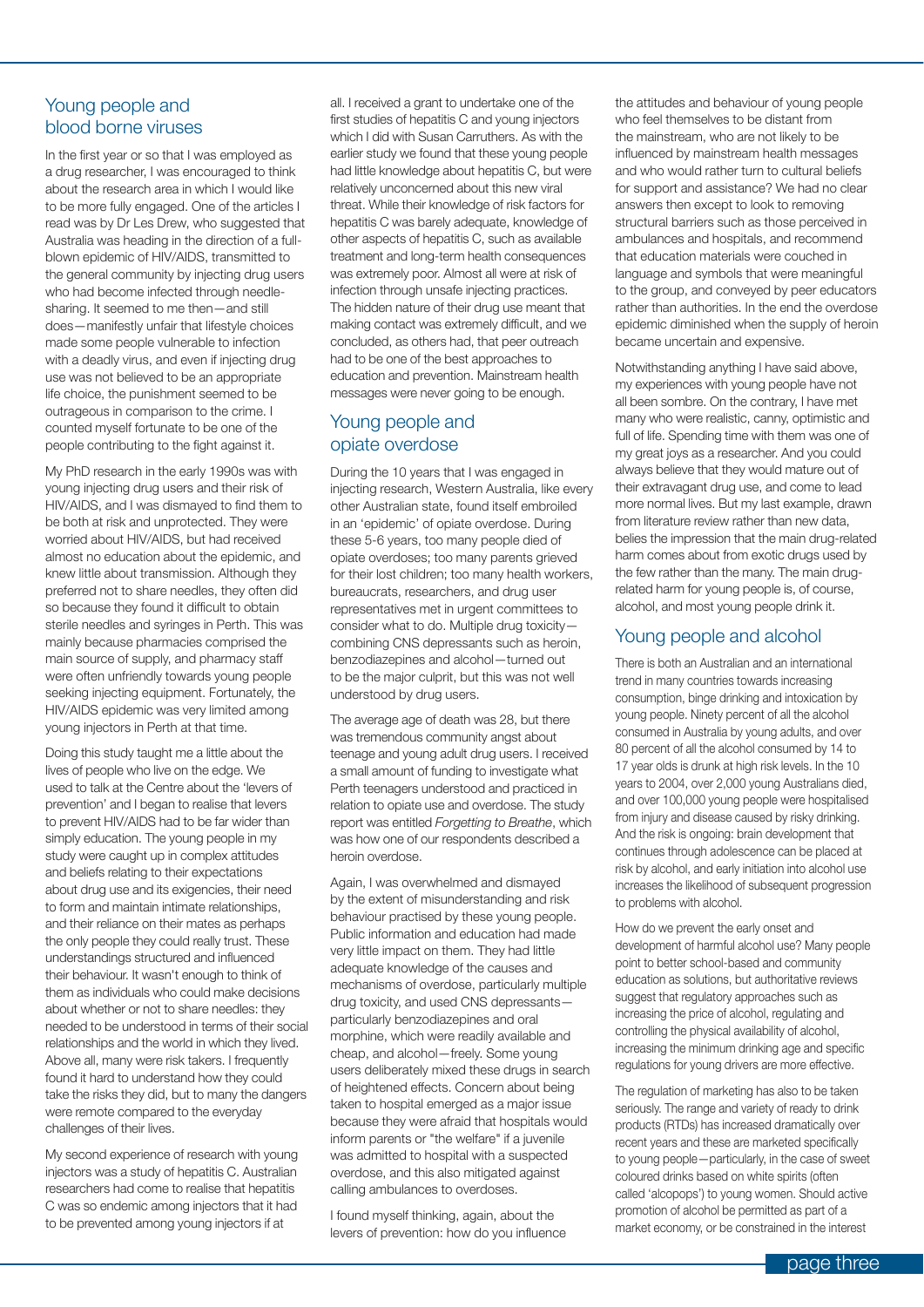## Young people and blood borne viruses

In the first year or so that I was employed as a drug researcher, I was encouraged to think about the research area in which I would like to be more fully engaged. One of the articles I read was by Dr Les Drew, who suggested that Australia was heading in the direction of a full-blown epidemic of HIV/AIDS, transmitted to the general community by injecting drug users who had become infected through needle-sharing. It seemed to me then—and still does—manifestly unfair that lifestyle choices made some people vulnerable to infection with a deadly virus, and even if injecting drug use was not believed to be an appropriate life choice, the punishment seemed to be outrageous in comparison to the crime. I counted myself fortunate to be one of the people contributing to the fight against it.

My PhD research in the early 1990s was with young injecting drug users and their risk of HIV/AIDS, and I was dismayed to find them to be both at risk and unprotected. They were worried about HIV/AIDS, but had received almost no education about the epidemic, and knew little about transmission. Although they preferred not to share needles, they often did so because they found it difficult to obtain sterile needles and syringes in Perth. This was mainly because pharmacies comprised the main source of supply, and pharmacy staff were often unfriendly towards young people seeking injecting equipment. Fortunately, the HIV/AIDS epidemic was very limited among young injectors in Perth at that time.

Doing this study taught me a little about the lives of people who live on the edge. We used to talk at the Centre about the 'levers of prevention' and I began to realise that levers to prevent HIV/AIDS had to be far wider than simply education. The young people in my study were caught up in complex attitudes and beliefs relating to their expectations about drug use and its exigencies, their need to form and maintain intimate relationships, and their reliance on their mates as perhaps the only people they could really trust. These understandings structured and influenced their behaviour. It wasn't enough to think of them as individuals who could make decisions about whether or not to share needles: they needed to be understood in terms of their social relationships and the world in which they lived. Above all, many were risk takers. I frequently found it hard to understand how they could take the risks they did, but to many the dangers were remote compared to the everyday challenges of their lives.

My second experience of research with young injectors was a study of hepatitis C. Australian researchers had come to realise that hepatitis C was so endemic among injectors that it had to be prevented among young injectors if at all. I received a grant to undertake one of the first studies of hepatitis C and young injectors which I did with Susan Carruthers. As with the earlier study we found that these young people had little knowledge about hepatitis C, but were relatively unconcerned about this new viral threat. While their knowledge of risk factors for hepatitis C was barely adequate, knowledge of other aspects of hepatitis C, such as available treatment and long-term health consequences was extremely poor. Almost all were at risk of infection through unsafe injecting practices. The hidden nature of their drug use meant that making contact was extremely difficult, and we concluded, as others had, that peer outreach had to be one of the best approaches to education and prevention. Mainstream health messages were never going to be enough.

## Young people and opiate overdose

During the 10 years that I was engaged in injecting research, Western Australia, like every other Australian state, found itself embroiled in an 'epidemic' of opiate overdose. During these 5-6 years, too many people died of opiate overdoses; too many parents grieved for their lost children; too many health workers, bureaucrats, researchers, and drug user representatives met in urgent committees to consider what to do. Multiple drug toxicity—combining CNS depressants such as heroin, benzodiazepines and alcohol—turned out to be the major culprit, but this was not well understood by drug users.

The average age of death was 28, but there was tremendous community angst about teenage and young adult drug users. I received a small amount of funding to investigate what Perth teenagers understood and practiced in relation to opiate use and overdose. The study report was entitled *Forgetting to Breathe*, which was how one of our respondents described a heroin overdose.

Again, I was overwhelmed and dismayed by the extent of misunderstanding and risk behaviour practised by these young people. Public information and education had made very little impact on them. They had little adequate knowledge of the causes and mechanisms of overdose, particularly multiple drug toxicity, and used CNS depressants—particularly benzodiazepines and oral morphine, which were readily available and cheap, and alcohol—freely. Some young users deliberately mixed these drugs in search of heightened effects. Concern about being taken to hospital emerged as a major issue because they were afraid that hospitals would inform parents or "the welfare" if a juvenile was admitted to hospital with a suspected overdose, and this also mitigated against calling ambulances to overdoses.

I found myself thinking, again, about the levers of prevention: how do you influence the attitudes and behaviour of young people who feel themselves to be distant from the mainstream, who are not likely to be influenced by mainstream health messages and who would rather turn to cultural beliefs for support and assistance? We had no clear answers then except to look to removing structural barriers such as those perceived in ambulances and hospitals, and recommend that education materials were couched in language and symbols that were meaningful to the group, and conveyed by peer educators rather than authorities. In the end the overdose epidemic diminished when the supply of heroin became uncertain and expensive.

Notwithstanding anything I have said above, my experiences with young people have not all been sombre. On the contrary, I have met many who were realistic, canny, optimistic and full of life. Spending time with them was one of my great joys as a researcher. And you could always believe that they would mature out of their extravagant drug use, and come to lead more normal lives. But my last example, drawn from literature review rather than new data, belies the impression that the main drug-related harm comes about from exotic drugs used by the few rather than the many. The main drug-related harm for young people is, of course, alcohol, and most young people drink it.

## Young people and alcohol

There is both an Australian and an international trend in many countries towards increasing consumption, binge drinking and intoxication by young people. Ninety percent of all the alcohol consumed in Australia by young adults, and over 80 percent of all the alcohol consumed by 14 to 17 year olds is drunk at high risk levels. In the 10 years to 2004, over 2,000 young Australians died, and over 100,000 young people were hospitalised from injury and disease caused by risky drinking. And the risk is ongoing: brain development that continues through adolescence can be placed at risk by alcohol, and early initiation into alcohol use increases the likelihood of subsequent progression to problems with alcohol.

How do we prevent the early onset and development of harmful alcohol use? Many people point to better school-based and community education as solutions, but authoritative reviews suggest that regulatory approaches such as increasing the price of alcohol, regulating and controlling the physical availability of alcohol, increasing the minimum drinking age and specific regulations for young drivers are more effective.

The regulation of marketing has also to be taken seriously. The range and variety of ready to drink products (RTDs) has increased dramatically over recent years and these are marketed specifically to young people—particularly, in the case of sweet coloured drinks based on white spirits (often called 'alcopops') to young women. Should active promotion of alcohol be permitted as part of a market economy, or be constrained in the interest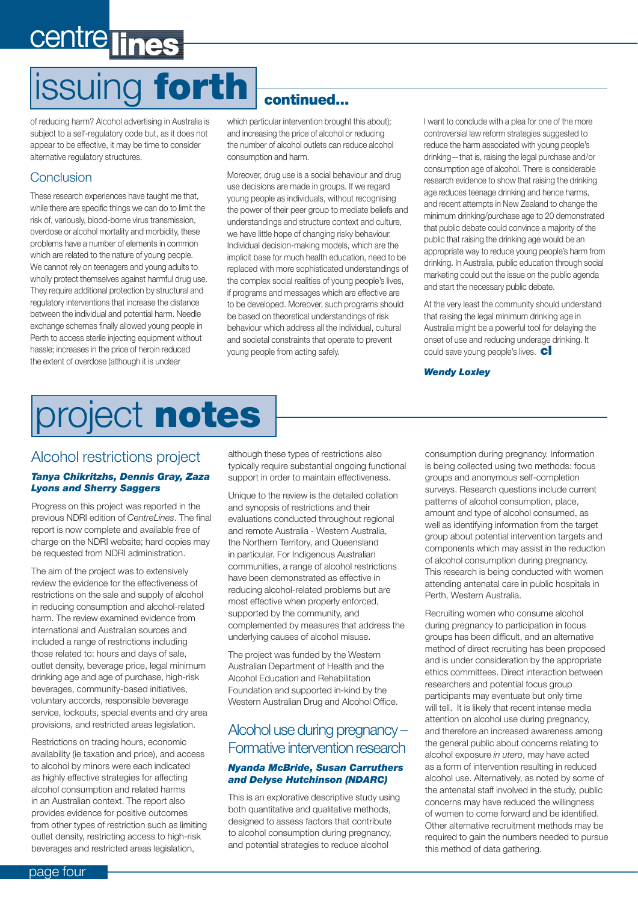# issuing **forth** continued...

of reducing harm? Alcohol advertising in Australia is subject to a self-regulatory code but, as it does not appear to be effective, it may be time to consider alternative regulatory structures.

## Conclusion

These research experiences have taught me that, while there are specific things we can do to limit the risk of, variously, blood-borne virus transmission, overdose or alcohol mortality and morbidity, these problems have a number of elements in common which are related to the nature of young people. We cannot rely on teenagers and young adults to wholly protect themselves against harmful drug use. They require additional protection by structural and regulatory interventions that increase the distance between the individual and potential harm. Needle exchange schemes finally allowed young people in Perth to access sterile injecting equipment without hassle; increases in the price of heroin reduced the extent of overdose (although it is unclear which particular intervention brought this about); and increasing the price of alcohol or reducing the number of alcohol outlets can reduce alcohol consumption and harm.

Moreover, drug use is a social behaviour and drug use decisions are made in groups. If we regard young people as individuals, without recognising the power of their peer group to mediate beliefs and understandings and structure context and culture, we have little hope of changing risky behaviour. Individual decision-making models, which are the implicit base for much health education, need to be replaced with more sophisticated understandings of the complex social realities of young people's lives, if programs and messages which are effective are to be developed. Moreover, such programs should be based on theoretical understandings of risk behaviour which address all the individual, cultural and societal constraints that operate to prevent young people from acting safely.

I want to conclude with a plea for one of the more controversial law reform strategies suggested to reduce the harm associated with young people's drinking—that is, raising the legal purchase and/or consumption age of alcohol. There is considerable research evidence to show that raising the drinking age reduces teenage drinking and hence harms, and recent attempts in New Zealand to change the minimum drinking/purchase age to 20 demonstrated that public debate could convince a majority of the public that raising the drinking age would be an appropriate way to reduce young people's harm from drinking. In Australia, public education through social marketing could put the issue on the public agenda and start the necessary public debate.

At the very least the community should understand that raising the legal minimum drinking age in Australia might be a powerful tool for delaying the onset of use and reducing underage drinking. It could save young people's lives. **cl**

***Wendy Loxley***

# project **notes**

## Alcohol restrictions project

***Tanya Chikritzhs, Dennis Gray, Zaza Lyons and Sherry Saggers***

Progress on this project was reported in the previous NDRI edition of *CentreLines*. The final report is now complete and available free of charge on the NDRI website; hard copies may be requested from NDRI administration.

The aim of the project was to extensively review the evidence for the effectiveness of restrictions on the sale and supply of alcohol in reducing consumption and alcohol-related harm. The review examined evidence from international and Australian sources and included a range of restrictions including those related to: hours and days of sale, outlet density, beverage price, legal minimum drinking age and age of purchase, high-risk beverages, community-based initiatives, voluntary accords, responsible beverage service, lockouts, special events and dry area provisions, and restricted areas legislation.

Restrictions on trading hours, economic availability (ie taxation and price), and access to alcohol by minors were each indicated as highly effective strategies for affecting alcohol consumption and related harms in an Australian context. The report also provides evidence for positive outcomes from other types of restriction such as limiting outlet density, restricting access to high-risk beverages and restricted areas legislation, although these types of restrictions also typically require substantial ongoing functional support in order to maintain effectiveness.

Unique to the review is the detailed collation and synopsis of restrictions and their evaluations conducted throughout regional and remote Australia - Western Australia, the Northern Territory, and Queensland in particular. For Indigenous Australian communities, a range of alcohol restrictions have been demonstrated as effective in reducing alcohol-related problems but are most effective when properly enforced, supported by the community, and complemented by measures that address the underlying causes of alcohol misuse.

The project was funded by the Western Australian Department of Health and the Alcohol Education and Rehabilitation Foundation and supported in-kind by the Western Australian Drug and Alcohol Office.

## Alcohol use during pregnancy – Formative intervention research

***Nyanda McBride, Susan Carruthers and Delyse Hutchinson (NDARC)***

This is an explorative descriptive study using both quantitative and qualitative methods, designed to assess factors that contribute to alcohol consumption during pregnancy, and potential strategies to reduce alcohol consumption during pregnancy. Information is being collected using two methods: focus groups and anonymous self-completion surveys. Research questions include current patterns of alcohol consumption, place, amount and type of alcohol consumed, as well as identifying information from the target group about potential intervention targets and components which may assist in the reduction of alcohol consumption during pregnancy. This research is being conducted with women attending antenatal care in public hospitals in Perth, Western Australia.

Recruiting women who consume alcohol during pregnancy to participation in focus groups has been difficult, and an alternative method of direct recruiting has been proposed and is under consideration by the appropriate ethics committees. Direct interaction between researchers and potential focus group participants may eventuate but only time will tell. It is likely that recent intense media attention on alcohol use during pregnancy, and therefore an increased awareness among the general public about concerns relating to alcohol exposure *in utero*, may have acted as a form of intervention resulting in reduced alcohol use. Alternatively, as noted by some of the antenatal staff involved in the study, public concerns may have reduced the willingness of women to come forward and be identified. Other alternative recruitment methods may be required to gain the numbers needed to pursue this method of data gathering.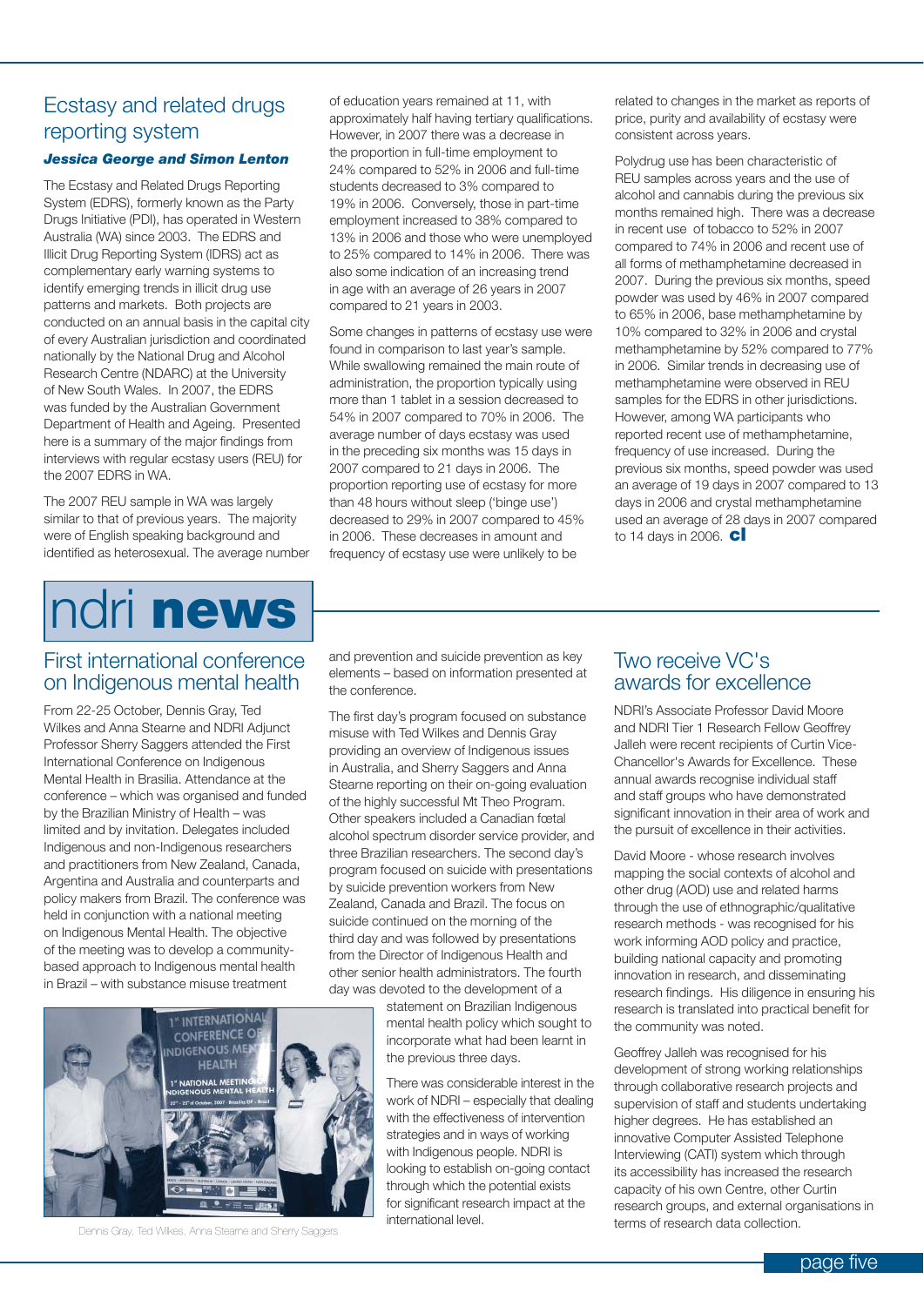## Ecstasy and related drugs reporting system

***Jessica George and Simon Lenton***

The Ecstasy and Related Drugs Reporting System (EDRS), formerly known as the Party Drugs Initiative (PDI), has operated in Western Australia (WA) since 2003. The EDRS and Illicit Drug Reporting System (IDRS) act as complementary early warning systems to identify emerging trends in illicit drug use patterns and markets. Both projects are conducted on an annual basis in the capital city of every Australian jurisdiction and coordinated nationally by the National Drug and Alcohol Research Centre (NDARC) at the University of New South Wales. In 2007, the EDRS was funded by the Australian Government Department of Health and Ageing. Presented here is a summary of the major findings from interviews with regular ecstasy users (REU) for the 2007 EDRS in WA.

The 2007 REU sample in WA was largely similar to that of previous years. The majority were of English speaking background and identified as heterosexual. The average number of education years remained at 11, with approximately half having tertiary qualifications. However, in 2007 there was a decrease in the proportion in full-time employment to 24% compared to 52% in 2006 and full-time students decreased to 3% compared to 19% in 2006. Conversely, those in part-time employment increased to 38% compared to 13% in 2006 and those who were unemployed to 25% compared to 14% in 2006. There was also some indication of an increasing trend in age with an average of 26 years in 2007 compared to 21 years in 2003.

Some changes in patterns of ecstasy use were found in comparison to last year's sample. While swallowing remained the main route of administration, the proportion typically using more than 1 tablet in a session decreased to 54% in 2007 compared to 70% in 2006. The average number of days ecstasy was used in the preceding six months was 15 days in 2007 compared to 21 days in 2006. The proportion reporting use of ecstasy for more than 48 hours without sleep ('binge use') decreased to 29% in 2007 compared to 45% in 2006. These decreases in amount and frequency of ecstasy use were unlikely to be related to changes in the market as reports of price, purity and availability of ecstasy were consistent across years.

Polydrug use has been characteristic of REU samples across years and the use of alcohol and cannabis during the previous six months remained high. There was a decrease in recent use of tobacco to 52% in 2007 compared to 74% in 2006 and recent use of all forms of methamphetamine decreased in 2007. During the previous six months, speed powder was used by 46% in 2007 compared to 65% in 2006, base methamphetamine by 10% compared to 32% in 2006 and crystal methamphetamine by 52% compared to 77% in 2006. Similar trends in decreasing use of methamphetamine were observed in REU samples for the EDRS in other jurisdictions. However, among WA participants who reported recent use of methamphetamine, frequency of use increased. During the previous six months, speed powder was used an average of 19 days in 2007 compared to 13 days in 2006 and crystal methamphetamine used an average of 28 days in 2007 compared to 14 days in 2006. **cl**

# ndri **news**

## First international conference on Indigenous mental health

From 22-25 October, Dennis Gray, Ted Wilkes and Anna Stearne and NDRI Adjunct Professor Sherry Saggers attended the First International Conference on Indigenous Mental Health in Brasilia. Attendance at the conference – which was organised and funded by the Brazilian Ministry of Health – was limited and by invitation. Delegates included Indigenous and non-Indigenous researchers and practitioners from New Zealand, Canada, Argentina and Australia and counterparts and policy makers from Brazil. The conference was held in conjunction with a national meeting on Indigenous Mental Health. The objective of the meeting was to develop a community-based approach to Indigenous mental health in Brazil – with substance misuse treatment and prevention and suicide prevention as key elements – based on information presented at the conference.

The first day's program focused on substance misuse with Ted Wilkes and Dennis Gray providing an overview of Indigenous issues in Australia, and Sherry Saggers and Anna Stearne reporting on their on-going evaluation of the highly successful Mt Theo Program. Other speakers included a Canadian fœtal alcohol spectrum disorder service provider, and three Brazilian researchers. The second day's program focused on suicide with presentations by suicide prevention workers from New Zealand, Canada and Brazil. The focus on suicide continued on the morning of the third day and was followed by presentations from the Director of Indigenous Health and other senior health administrators. The fourth day was devoted to the development of a statement on Brazilian Indigenous mental health policy which sought to incorporate what had been learnt in the previous three days.

There was considerable interest in the work of NDRI – especially that dealing with the effectiveness of intervention strategies and in ways of working with Indigenous people. NDRI is looking to establish on-going contact through which the potential exists for significant research impact at the international level.

Dennis Gray, Ted Wilkes, Anna Stearne and Sherry Saggers

## Two receive VC's awards for excellence

NDRI's Associate Professor David Moore and NDRI Tier 1 Research Fellow Geoffrey Jalleh were recent recipients of Curtin Vice-Chancellor's Awards for Excellence. These annual awards recognise individual staff and staff groups who have demonstrated significant innovation in their area of work and the pursuit of excellence in their activities.

David Moore - whose research involves mapping the social contexts of alcohol and other drug (AOD) use and related harms through the use of ethnographic/qualitative research methods - was recognised for his work informing AOD policy and practice, building national capacity and promoting innovation in research, and disseminating research findings. His diligence in ensuring his research is translated into practical benefit for the community was noted.

Geoffrey Jalleh was recognised for his development of strong working relationships through collaborative research projects and supervision of staff and students undertaking higher degrees. He has established an innovative Computer Assisted Telephone Interviewing (CATI) system which through its accessibility has increased the research capacity of his own Centre, other Curtin research groups, and external organisations in terms of research data collection.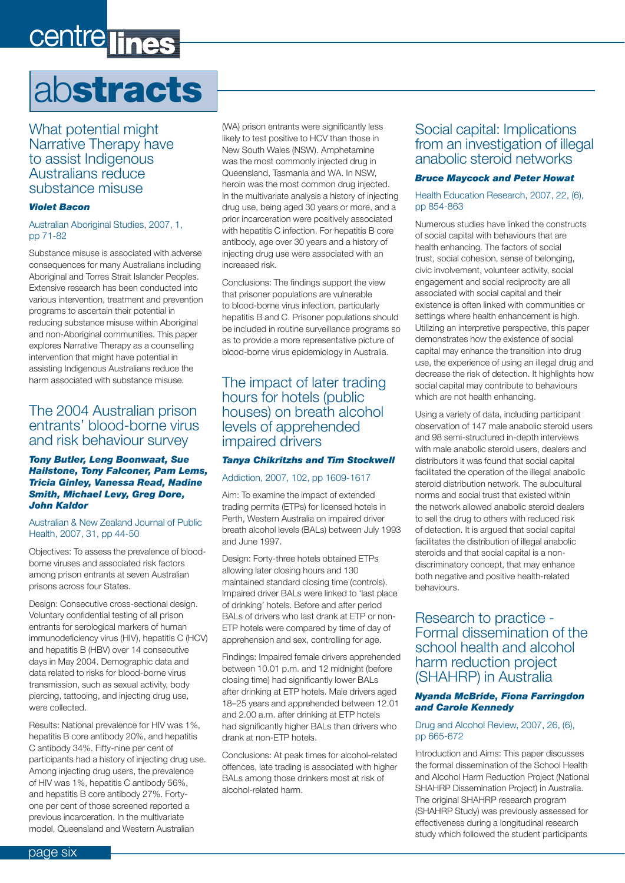# abstracts

## What potential might Narrative Therapy have to assist Indigenous Australians reduce substance misuse

***Violet Bacon***

Australian Aboriginal Studies, 2007, 1, pp 71-82

Substance misuse is associated with adverse consequences for many Australians including Aboriginal and Torres Strait Islander Peoples. Extensive research has been conducted into various intervention, treatment and prevention programs to ascertain their potential in reducing substance misuse within Aboriginal and non-Aboriginal communities. This paper explores Narrative Therapy as a counselling intervention that might have potential in assisting Indigenous Australians reduce the harm associated with substance misuse.

## The 2004 Australian prison entrants' blood-borne virus and risk behaviour survey

***Tony Butler, Leng Boonwaat, Sue Hailstone, Tony Falconer, Pam Lems, Tricia Ginley, Vanessa Read, Nadine Smith, Michael Levy, Greg Dore, John Kaldor***

Australian & New Zealand Journal of Public Health, 2007, 31, pp 44-50

Objectives: To assess the prevalence of blood-borne viruses and associated risk factors among prison entrants at seven Australian prisons across four States.

Design: Consecutive cross-sectional design. Voluntary confidential testing of all prison entrants for serological markers of human immunodeficiency virus (HIV), hepatitis C (HCV) and hepatitis B (HBV) over 14 consecutive days in May 2004. Demographic data and data related to risks for blood-borne virus transmission, such as sexual activity, body piercing, tattooing, and injecting drug use, were collected.

Results: National prevalence for HIV was 1%, hepatitis B core antibody 20%, and hepatitis C antibody 34%. Fifty-nine per cent of participants had a history of injecting drug use. Among injecting drug users, the prevalence of HIV was 1%, hepatitis C antibody 56%, and hepatitis B core antibody 27%. Forty-one per cent of those screened reported a previous incarceration. In the multivariate model, Queensland and Western Australian (WA) prison entrants were significantly less likely to test positive to HCV than those in New South Wales (NSW). Amphetamine was the most commonly injected drug in Queensland, Tasmania and WA. In NSW, heroin was the most common drug injected. In the multivariate analysis a history of injecting drug use, being aged 30 years or more, and a prior incarceration were positively associated with hepatitis C infection. For hepatitis B core antibody, age over 30 years and a history of injecting drug use were associated with an increased risk.

Conclusions: The findings support the view that prisoner populations are vulnerable to blood-borne virus infection, particularly hepatitis B and C. Prisoner populations should be included in routine surveillance programs so as to provide a more representative picture of blood-borne virus epidemiology in Australia.

## The impact of later trading hours for hotels (public houses) on breath alcohol levels of apprehended impaired drivers

***Tanya Chikritzhs and Tim Stockwell***

Addiction, 2007, 102, pp 1609-1617

Aim: To examine the impact of extended trading permits (ETPs) for licensed hotels in Perth, Western Australia on impaired driver breath alcohol levels (BALs) between July 1993 and June 1997.

Design: Forty-three hotels obtained ETPs allowing later closing hours and 130 maintained standard closing time (controls). Impaired driver BALs were linked to 'last place of drinking' hotels. Before and after period BALs of drivers who last drank at ETP or non-ETP hotels were compared by time of day of apprehension and sex, controlling for age.

Findings: Impaired female drivers apprehended between 10.01 p.m. and 12 midnight (before closing time) had significantly lower BALs after drinking at ETP hotels. Male drivers aged 18–25 years and apprehended between 12.01 and 2.00 a.m. after drinking at ETP hotels had significantly higher BALs than drivers who drank at non-ETP hotels.

Conclusions: At peak times for alcohol-related offences, late trading is associated with higher BALs among those drinkers most at risk of alcohol-related harm.

## Social capital: Implications from an investigation of illegal anabolic steroid networks

***Bruce Maycock and Peter Howat***

Health Education Research, 2007, 22, (6), pp 854-863

Numerous studies have linked the constructs of social capital with behaviours that are health enhancing. The factors of social trust, social cohesion, sense of belonging, civic involvement, volunteer activity, social engagement and social reciprocity are all associated with social capital and their existence is often linked with communities or settings where health enhancement is high. Utilizing an interpretive perspective, this paper demonstrates how the existence of social capital may enhance the transition into drug use, the experience of using an illegal drug and decrease the risk of detection. It highlights how social capital may contribute to behaviours which are not health enhancing.

Using a variety of data, including participant observation of 147 male anabolic steroid users and 98 semi-structured in-depth interviews with male anabolic steroid users, dealers and distributors it was found that social capital facilitated the operation of the illegal anabolic steroid distribution network. The subcultural norms and social trust that existed within the network allowed anabolic steroid dealers to sell the drug to others with reduced risk of detection. It is argued that social capital facilitates the distribution of illegal anabolic steroids and that social capital is a non-discriminatory concept, that may enhance both negative and positive health-related behaviours.

## Research to practice - Formal dissemination of the school health and alcohol harm reduction project (SHAHRP) in Australia

***Nyanda McBride, Fiona Farringdon and Carole Kennedy***

Drug and Alcohol Review, 2007, 26, (6), pp 665-672

Introduction and Aims: This paper discusses the formal dissemination of the School Health and Alcohol Harm Reduction Project (National SHAHRP Dissemination Project) in Australia. The original SHAHRP research program (SHAHRP Study) was previously assessed for effectiveness during a longitudinal research study which followed the student participants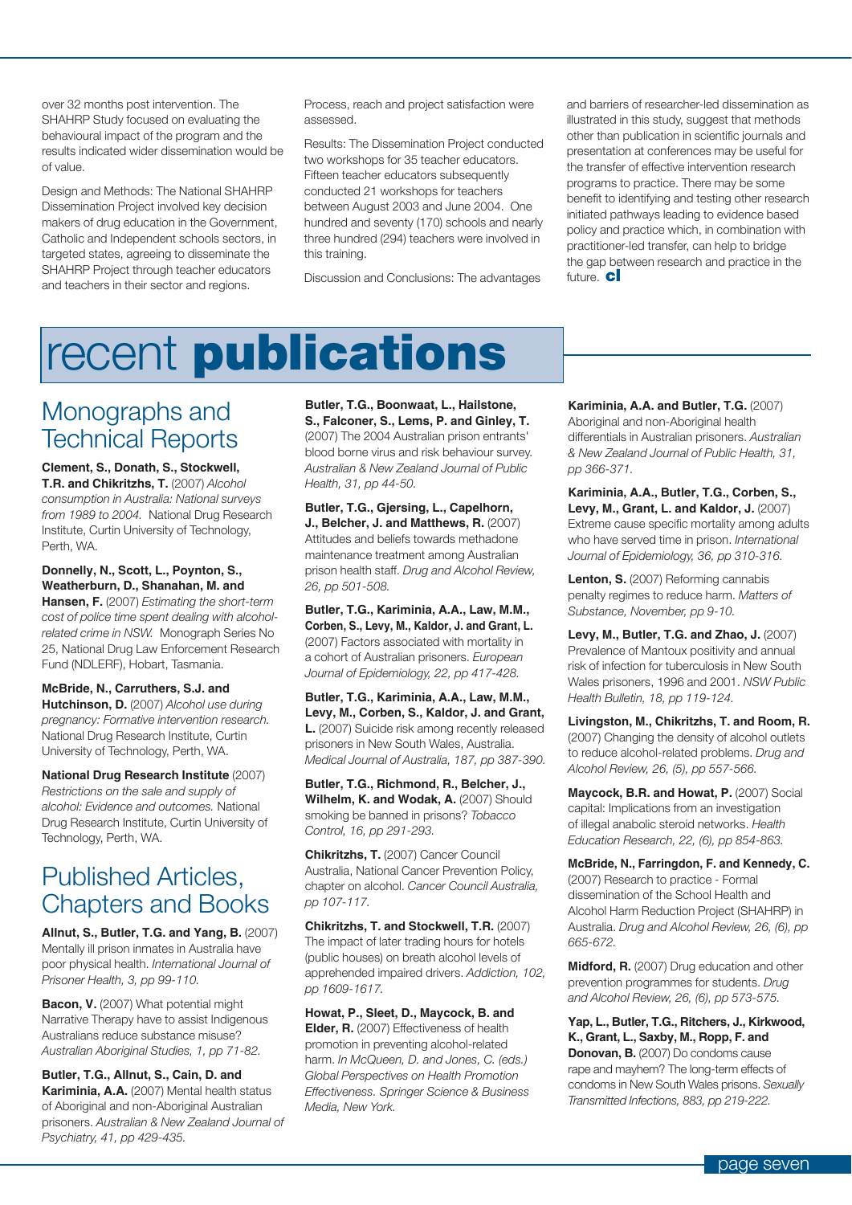over 32 months post intervention. The SHAHRP Study focused on evaluating the behavioural impact of the program and the results indicated wider dissemination would be of value.

Design and Methods: The National SHAHRP Dissemination Project involved key decision makers of drug education in the Government, Catholic and Independent schools sectors, in targeted states, agreeing to disseminate the SHAHRP Project through teacher educators and teachers in their sector and regions.

Process, reach and project satisfaction were assessed.

Results: The Dissemination Project conducted two workshops for 35 teacher educators. Fifteen teacher educators subsequently conducted 21 workshops for teachers between August 2003 and June 2004. One hundred and seventy (170) schools and nearly three hundred (294) teachers were involved in this training.

Discussion and Conclusions: The advantages and barriers of researcher-led dissemination as illustrated in this study, suggest that methods other than publication in scientific journals and presentation at conferences may be useful for the transfer of effective intervention research programs to practice. There may be some benefit to identifying and testing other research initiated pathways leading to evidence based policy and practice which, in combination with practitioner-led transfer, can help to bridge the gap between research and practice in the future. **cl**

# recent **publications**

## Monographs and Technical Reports

**Clement, S., Donath, S., Stockwell, T.R. and Chikritzhs, T.** (2007) *Alcohol consumption in Australia: National surveys from 1989 to 2004.* National Drug Research Institute, Curtin University of Technology, Perth, WA.

**Donnelly, N., Scott, L., Poynton, S., Weatherburn, D., Shanahan, M. and Hansen, F.** (2007) *Estimating the short-term cost of police time spent dealing with alcohol-related crime in NSW.* Monograph Series No 25, National Drug Law Enforcement Research Fund (NDLERF), Hobart, Tasmania.

**McBride, N., Carruthers, S.J. and Hutchinson, D.** (2007) *Alcohol use during pregnancy: Formative intervention research.* National Drug Research Institute, Curtin University of Technology, Perth, WA.

**National Drug Research Institute** (2007) *Restrictions on the sale and supply of alcohol: Evidence and outcomes.* National Drug Research Institute, Curtin University of Technology, Perth, WA.

## Published Articles, Chapters and Books

**Allnut, S., Butler, T.G. and Yang, B.** (2007) Mentally ill prison inmates in Australia have poor physical health. *International Journal of Prisoner Health, 3, pp 99-110.*

**Bacon, V.** (2007) What potential might Narrative Therapy have to assist Indigenous Australians reduce substance misuse? *Australian Aboriginal Studies, 1, pp 71-82.*

**Butler, T.G., Allnut, S., Cain, D. and Kariminia, A.A.** (2007) Mental health status of Aboriginal and non-Aboriginal Australian prisoners. *Australian & New Zealand Journal of Psychiatry, 41, pp 429-435.*

**Butler, T.G., Boonwaat, L., Hailstone, S., Falconer, S., Lems, P. and Ginley, T.** (2007) The 2004 Australian prison entrants' blood borne virus and risk behaviour survey. *Australian & New Zealand Journal of Public Health, 31, pp 44-50.*

**Butler, T.G., Gjersing, L., Capelhorn, J., Belcher, J. and Matthews, R.** (2007) Attitudes and beliefs towards methadone maintenance treatment among Australian prison health staff. *Drug and Alcohol Review, 26, pp 501-508.*

**Butler, T.G., Kariminia, A.A., Law, M.M., Corben, S., Levy, M., Kaldor, J. and Grant, L.** (2007) Factors associated with mortality in a cohort of Australian prisoners. *European Journal of Epidemiology, 22, pp 417-428.*

**Butler, T.G., Kariminia, A.A., Law, M.M., Levy, M., Corben, S., Kaldor, J. and Grant, L.** (2007) Suicide risk among recently released prisoners in New South Wales, Australia. *Medical Journal of Australia, 187, pp 387-390.*

**Butler, T.G., Richmond, R., Belcher, J., Wilhelm, K. and Wodak, A.** (2007) Should smoking be banned in prisons? *Tobacco Control, 16, pp 291-293.*

**Chikritzhs, T.** (2007) Cancer Council Australia, National Cancer Prevention Policy, chapter on alcohol. *Cancer Council Australia, pp 107-117.*

**Chikritzhs, T. and Stockwell, T.R.** (2007) The impact of later trading hours for hotels (public houses) on breath alcohol levels of apprehended impaired drivers. *Addiction, 102, pp 1609-1617.*

**Howat, P., Sleet, D., Maycock, B. and Elder, R.** (2007) Effectiveness of health promotion in preventing alcohol-related harm. *In McQueen, D. and Jones, C. (eds.) Global Perspectives on Health Promotion Effectiveness. Springer Science & Business Media, New York.*

**Kariminia, A.A. and Butler, T.G.** (2007) Aboriginal and non-Aboriginal health differentials in Australian prisoners. *Australian & New Zealand Journal of Public Health, 31, pp 366-371.*

**Kariminia, A.A., Butler, T.G., Corben, S., Levy, M., Grant, L. and Kaldor, J.** (2007) Extreme cause specific mortality among adults who have served time in prison. *International Journal of Epidemiology, 36, pp 310-316.*

**Lenton, S.** (2007) Reforming cannabis penalty regimes to reduce harm. *Matters of Substance, November, pp 9-10.*

**Levy, M., Butler, T.G. and Zhao, J.** (2007) Prevalence of Mantoux positivity and annual risk of infection for tuberculosis in New South Wales prisoners, 1996 and 2001. *NSW Public Health Bulletin, 18, pp 119-124.*

**Livingston, M., Chikritzhs, T. and Room, R.** (2007) Changing the density of alcohol outlets to reduce alcohol-related problems. *Drug and Alcohol Review, 26, (5), pp 557-566.*

**Maycock, B.R. and Howat, P.** (2007) Social capital: Implications from an investigation of illegal anabolic steroid networks. *Health Education Research, 22, (6), pp 854-863.*

**McBride, N., Farringdon, F. and Kennedy, C.** (2007) Research to practice - Formal dissemination of the School Health and Alcohol Harm Reduction Project (SHAHRP) in Australia. *Drug and Alcohol Review, 26, (6), pp 665-672.*

**Midford, R.** (2007) Drug education and other prevention programmes for students. *Drug and Alcohol Review, 26, (6), pp 573-575.*

**Yap, L., Butler, T.G., Ritchers, J., Kirkwood, K., Grant, L., Saxby, M., Ropp, F. and Donovan, B.** (2007) Do condoms cause rape and mayhem? The long-term effects of condoms in New South Wales prisons. *Sexually Transmitted Infections, 883, pp 219-222.*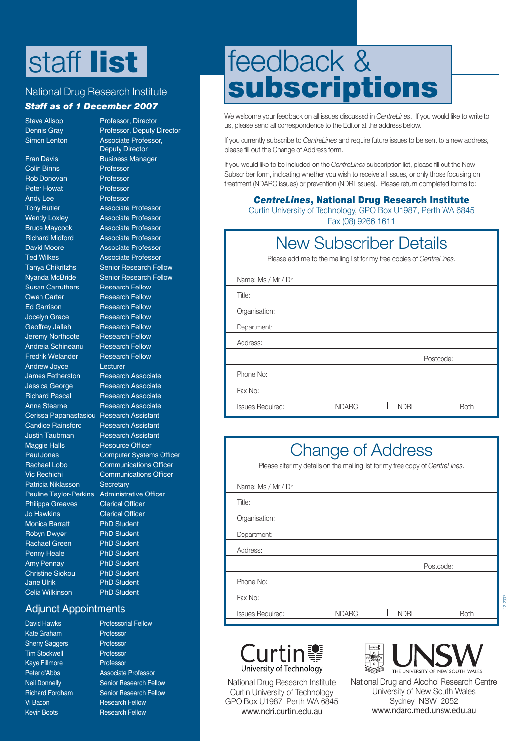# staff list

## National Drug Research Institute

***Staff as of 1 December 2007***

| | |
|---|---|
| Steve Allsop | Professor, Director |
| Dennis Gray | Professor, Deputy Director |
| Simon Lenton | Associate Professor, Deputy Director |
| Fran Davis | Business Manager |
| Colin Binns | Professor |
| Rob Donovan | Professor |
| Peter Howat | Professor |
| Andy Lee | Professor |
| Tony Butler | Associate Professor |
| Wendy Loxley | Associate Professor |
| Bruce Maycock | Associate Professor |
| Richard Midford | Associate Professor |
| David Moore | Associate Professor |
| Ted Wilkes | Associate Professor |
| Tanya Chikritzhs | Senior Research Fellow |
| Nyanda McBride | Senior Research Fellow |
| Susan Carruthers | Research Fellow |
| Owen Carter | Research Fellow |
| Ed Garrison | Research Fellow |
| Jocelyn Grace | Research Fellow |
| Geoffrey Jalleh | Research Fellow |
| Jeremy Northcote | Research Fellow |
| Andreia Schineanu | Research Fellow |
| Fredrik Welander | Research Fellow |
| Andrew Joyce | Lecturer |
| James Fetherston | Research Associate |
| Jessica George | Research Associate |
| Richard Pascal | Research Associate |
| Anna Stearne | Research Associate |
| Cerissa Papanastasiou | Research Assistant |
| Candice Rainsford | Research Assistant |
| Justin Taubman | Research Assistant |
| Maggie Halls | Resource Officer |
| Paul Jones | Computer Systems Officer |
| Rachael Lobo | Communications Officer |
| Vic Rechichi | Communications Officer |
| Patricia Niklasson | Secretary |
| Pauline Taylor-Perkins | Administrative Officer |
| Philippa Greaves | Clerical Officer |
| Jo Hawkins | Clerical Officer |
| Monica Barratt | PhD Student |
| Robyn Dwyer | PhD Student |
| Rachael Green | PhD Student |
| Penny Heale | PhD Student |
| Amy Pennay | PhD Student |
| Christine Siokou | PhD Student |
| Jane Ulrik | PhD Student |
| Celia Wilkinson | PhD Student |

## Adjunct Appointments

| | |
|---|---|
| David Hawks | Professorial Fellow |
| Kate Graham | Professor |
| Sherry Saggers | Professor |
| Tim Stockwell | Professor |
| Kaye Fillmore | Professor |
| Peter d'Abbs | Associate Professor |
| Neil Donnelly | Senior Research Fellow |
| Richard Fordham | Senior Research Fellow |
| Vi Bacon | Research Fellow |
| Kevin Boots | Research Fellow |

# feedback & subscriptions

We welcome your feedback on all issues discussed in *CentreLines*. If you would like to write to us, please send all correspondence to the Editor at the address below.

If you currently subscribe to *CentreLines* and require future issues to be sent to a new address, please fill out the Change of Address form.

If you would like to be included on the *CentreLines* subscription list, please fill out the New Subscriber form, indicating whether you wish to receive all issues, or only those focusing on treatment (NDARC issues) or prevention (NDRI issues). Please return completed forms to:

***CentreLines*, National Drug Research Institute**
Curtin University of Technology, GPO Box U1987, Perth WA 6845
Fax (08) 9266 1611

## New Subscriber Details

Please add me to the mailing list for my free copies of *CentreLines*.

Name: Ms / Mr / Dr

Title:

Organisation:

Department:

Address:

Postcode:

Phone No:

Fax No:

Issues Required: ☐ NDARC ☐ NDRI ☐ Both

## Change of Address

Please alter my details on the mailing list for my free copy of *CentreLines*.

Name: Ms / Mr / Dr

Title:

Organisation:

Department:

Address:

Postcode:

Phone No:

Fax No:

Issues Required: ☐ NDARC ☐ NDRI ☐ Both

Curtin University of Technology

National Drug Research Institute
Curtin University of Technology
GPO Box U1987 Perth WA 6845
www.ndri.curtin.edu.au

UNSW THE UNIVERSITY OF NEW SOUTH WALES

National Drug and Alcohol Research Centre
University of New South Wales
Sydney NSW 2052
www.ndarc.med.unsw.edu.au

12-2007